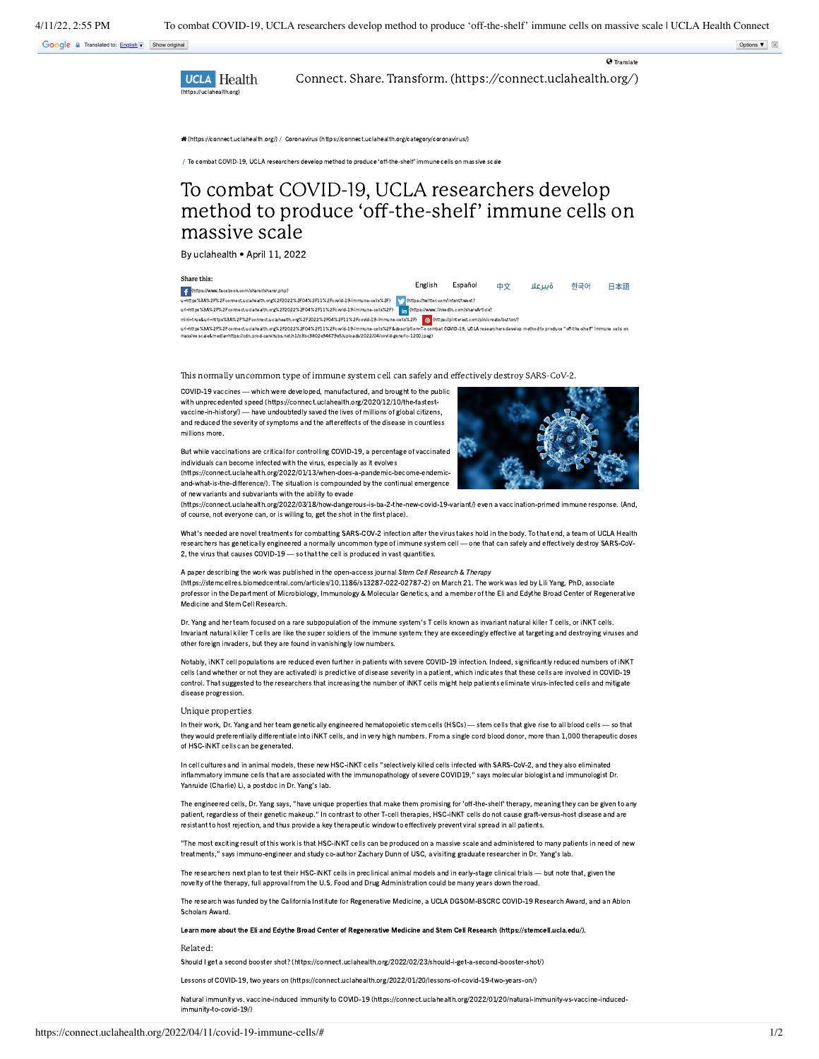UCLA Health (https://uclahealth.org)

Connect. Share. Transform. (https://connect.uclahealth.org/)

(https://connect.uclahealth.org/) / Coronavirus (https://connect.uclahealth.org/category/coronavirus/)

/ To combat COVID-19, UCLA researchers develop method to produce 'off-the-shelf' immune cells on massive scale

# To combat COVID-19, UCLA researchers develop method to produce 'off-the-shelf' immune cells on massive scale

By uclahealth • April 11, 2022

Share this:

English Español 中文 عربي 한국어 日本語

This normally uncommon type of immune system cell can safely and effectively destroy SARS-CoV-2.

COVID-19 vaccines — which were developed, manufactured, and brought to the public with unprecedented speed (https://connect.uclahealth.org/2020/12/10/the-fastest-vaccine-in-history/) — have undoubtedly saved the lives of millions of global citizens, and reduced the severity of symptoms and the aftereffects of the disease in countless millions more.

But while vaccinations are critical for controlling COVID-19, a percentage of vaccinated individuals can become infected with the virus, especially as it evolves (https://connect.uclahealth.org/2022/01/13/when-does-a-pandemic-become-endemic-and-what-is-the-difference/). The situation is compounded by the continual emergence of new variants and subvariants with the ability to evade (https://connect.uclahealth.org/2022/03/18/how-dangerous-is-ba-2-the-new-covid-19-variant/) even a vaccination-primed immune response. (And, of course, not everyone can, or is willing to, get the shot in the first place).

What's needed are novel treatments for combatting SARS-CoV-2 infection after the virus takes hold in the body. To that end, a team of UCLA Health researchers has genetically engineered a normally uncommon type of immune system cell — one that can safely and effectively destroy SARS-CoV-2, the virus that causes COVID-19 — so that the cell is produced in vast quantities.

A paper describing the work was published in the open-access journal *Stem Cell Research & Therapy* (https://stemcellres.biomedcentral.com/articles/10.1186/s13287-022-02787-2) on March 21. The work was led by Lili Yang, PhD, associate professor in the Department of Microbiology, Immunology & Molecular Genetics, and a member of the Eli and Edythe Broad Center of Regenerative Medicine and Stem Cell Research.

Dr. Yang and her team focused on a rare subpopulation of the immune system's T cells known as invariant natural killer T cells, or iNKT cells. Invariant natural killer T cells are like the super soldiers of the immune system: they are exceedingly effective at targeting and destroying viruses and other foreign invaders, but they are found in vanishingly low numbers.

Notably, iNKT cell populations are reduced even further in patients with severe COVID-19 infection. Indeed, significantly reduced numbers of iNKT cells (and whether or not they are activated) is predictive of disease severity in a patient, which indicates that these cells are involved in COVID-19 control. That suggested to the researchers that increasing the number of iNKT cells might help patients eliminate virus-infected cells and mitigate disease progression.

## Unique properties

In their work, Dr. Yang and her team genetically engineered hematopoietic stem cells (HSCs) — stem cells that give rise to all blood cells — so that they would preferentially differentiate into iNKT cells, and in very high numbers. From a single cord blood donor, more than 1,000 therapeutic doses of HSC-iNKT cells can be generated.

In cell cultures and in animal models, these new HSC-iNKT cells "selectively killed cells infected with SARS-CoV-2, and they also eliminated inflammatory immune cells that are associated with the immunopathology of severe COVID19," says molecular biologist and immunologist Dr. Yanruide (Charlie) Li, a postdoc in Dr. Yang's lab.

The engineered cells, Dr. Yang says, "have unique properties that make them promising for 'off-the-shelf' therapy, meaning they can be given to any patient, regardless of their genetic makeup." In contrast to other T-cell therapies, HSC-iNKT cells do not cause graft-versus-host disease and are resistant to host rejection, and thus provide a key therapeutic window to effectively prevent viral spread in all patients.

"The most exciting result of this work is that HSC-iNKT cells can be produced on a massive scale and administered to many patients in need of new treatments," says immuno-engineer and study co-author Zachary Dunn of USC, a visiting graduate researcher in Dr. Yang's lab.

The researchers next plan to test their HSC-iNKT cells in preclinical animal models and in early-stage clinical trials — but note that, given the novelty of the therapy, full approval from the U.S. Food and Drug Administration could be many years down the road.

The research was funded by the California Institute for Regenerative Medicine, a UCLA DGSOM-BSCRC COVID-19 Research Award, and an Ablon Scholars Award.

**Learn more about the Eli and Edythe Broad Center of Regenerative Medicine and Stem Cell Research (https://stemcell.ucla.edu/).**

Related:

Should I get a second booster shot? (https://connect.uclahealth.org/2022/02/23/should-i-get-a-second-booster-shot/)

Lessons of COVID-19, two years on (https://connect.uclahealth.org/2022/01/20/lessons-of-covid-19-two-years-on/)

Natural immunity vs. vaccine-induced immunity to COVID-19 (https://connect.uclahealth.org/2022/01/20/natural-immunity-vs-vaccine-induced-immunity-to-covid-19/)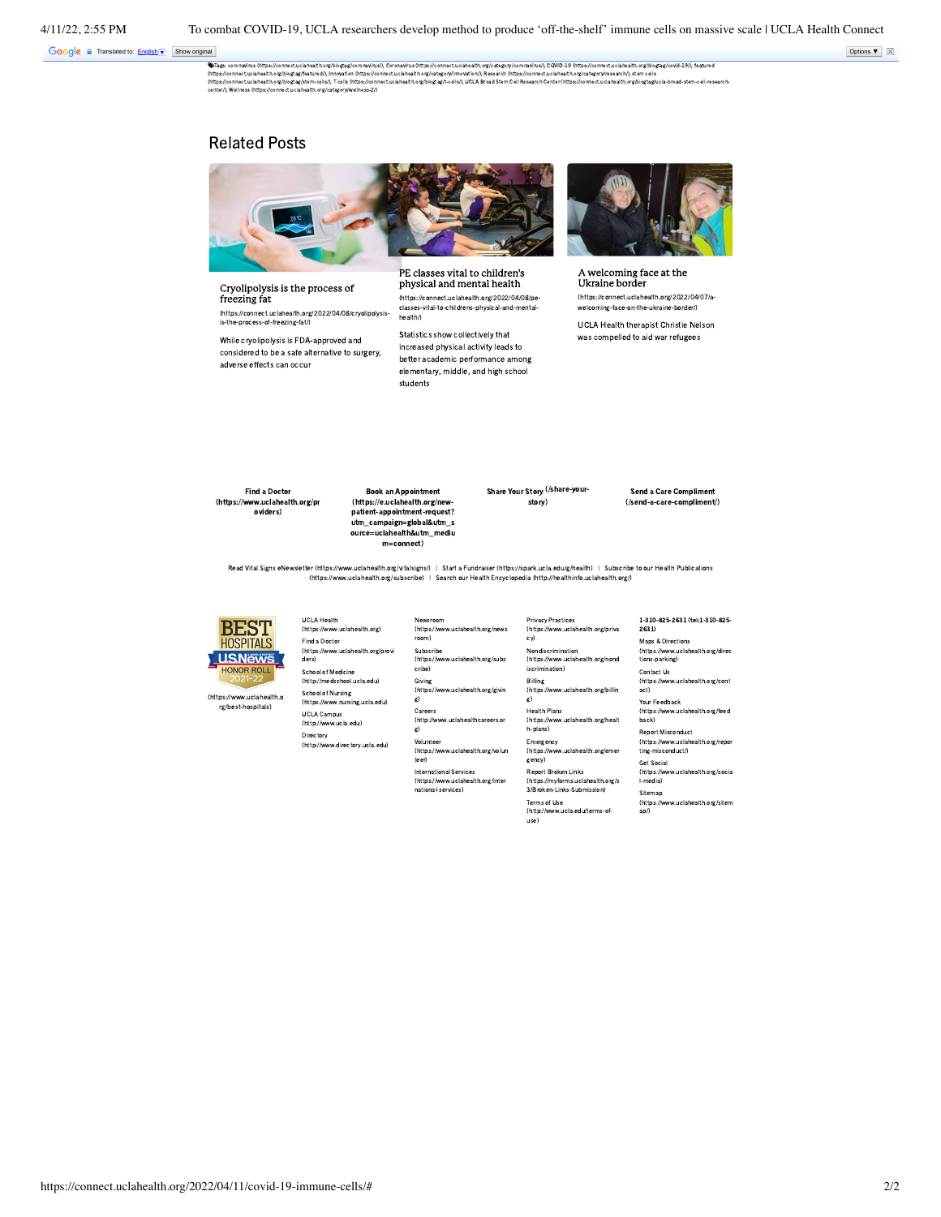Google Translated to: English Show original Options ▼

Tags: coronavirus (https://connect.uclahealth.org/blogtag/coronavirus/), Coronavirus (https://connect.uclahealth.org/category/coronavirus/), COVID-19 (https://connect.uclahealth.org/blogtag/covid-19/), featured (https://connect.uclahealth.org/blogtag/featured/), Innovation (https://connect.uclahealth.org/category/innovation/), Research (https://connect.uclahealth.org/category/research/), stem cells (https://connect.uclahealth.org/blogtag/stem-cells/), T cells (https://connect.uclahealth.org/blogtag/t-cells/), UCLA Broad Stem Cell Research Center (https://connect.uclahealth.org/blogtag/ucla-broad-stem-cell-research-center/), Wellness (https://connect.uclahealth.org/category/wellness-2/)

## Related Posts

### Cryolipolysis is the process of freezing fat

(https://connect.uclahealth.org/2022/04/08/cryolipolysis-is-the-process-of-freezing-fat/)

While cryolipolysis is FDA-approved and considered to be a safe alternative to surgery, adverse effects can occur

### PE classes vital to children's physical and mental health

(https://connect.uclahealth.org/2022/04/08/pe-classes-vital-to-childrens-physical-and-mental-health/)

Statistics show collectively that increased physical activity leads to better academic performance among elementary, middle, and high school students

### A welcoming face at the Ukraine border

(https://connect.uclahealth.org/2022/04/07/a-welcoming-face-on-the-ukraine-border/)

UCLA Health therapist Christie Nelson was compelled to aid war refugees

**Find a Doctor** (https://www.uclahealth.org/providers)

**Book an Appointment** (https://e.uclahealth.org/new-patient-appointment-request?utm_campaign=global&utm_source=uclahealth&utm_medium=connect)

**Share Your Story** (/share-your-story)

**Send a Care Compliment** (/send-a-care-compliment/)

Read Vital Signs eNewsletter (https://www.uclahealth.org/vitalsigns/) | Start a Fundraiser (https://spark.ucla.edu/g/health) | Subscribe to our Health Publications (https://www.uclahealth.org/subscribe) | Search our Health Encyclopedia (http://healthinfo.uclahealth.org/)

BEST HOSPITALS U.S.News HONOR ROLL 2021-22 (https://www.uclahealth.org/best-hospitals)

UCLA Health (https://www.uclahealth.org)
Find a Doctor (https://www.uclahealth.org/providers)
School of Medicine (http://medschool.ucla.edu)
School of Nursing (https://www.nursing.ucla.edu)
UCLA Campus (http://www.ucla.edu)
Directory (http://www.directory.ucla.edu)

Newsroom (https://www.uclahealth.org/newsroom)
Subscribe (https://www.uclahealth.org/subscribe)
Giving (https://www.uclahealth.org/giving)
Careers (http://www.uclahealthcareers.org)
Volunteer (https://www.uclahealth.org/volunteer)
International Services (https://www.uclahealth.org/international-services)

Privacy Practices (https://www.uclahealth.org/privacy)
Nondiscrimination (https://www.uclahealth.org/nondiscrimination)
Billing (https://www.uclahealth.org/billing)
Health Plans (https://www.uclahealth.org/health-plans)
Emergency (https://www.uclahealth.org/emergency)
Report Broken Links (https://myforms.uclahealth.org/s3/Broken-Links-Submission)
Terms of Use (http://www.ucla.edu/terms-of-use)

1-310-825-2631 (tel:1-310-825-2631)
Maps & Directions (https://www.uclahealth.org/directions-parking)
Contact Us (https://www.uclahealth.org/contact)
Your Feedback (https://www.uclahealth.org/feedback)
Report Misconduct (https://www.uclahealth.org/reporting-misconduct/)
Get Social (https://www.uclahealth.org/social-media)
Sitemap (https://www.uclahealth.org/sitemap/)